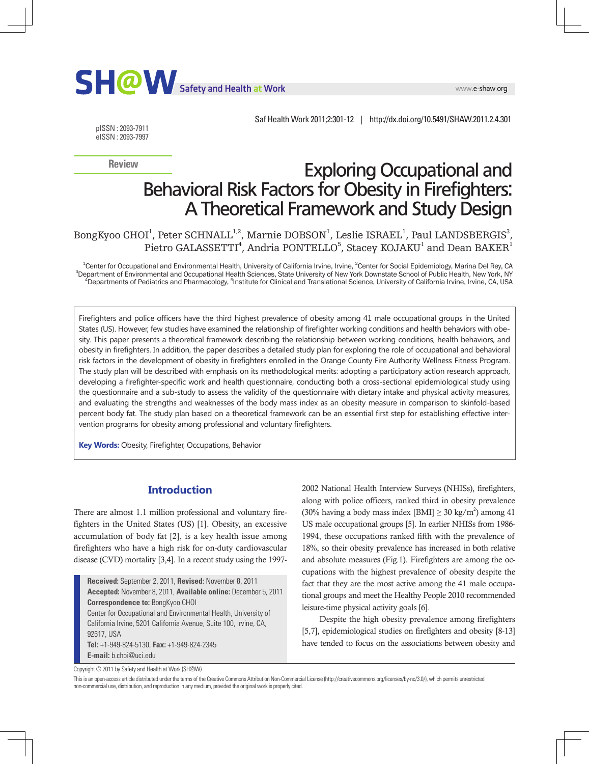pISSN : 2093-7911
eISSN : 2093-7997

Review

# Exploring Occupational and Behavioral Risk Factors for Obesity in Firefighters: A Theoretical Framework and Study Design

BongKyoo CHOI[1], Peter SCHNALL[1,2], Marnie DOBSON[1], Leslie ISRAEL[1], Paul LANDSBERGIS[3], Pietro GALASSETTI[4], Andria PONTELLO[5], Stacey KOJAKU[1] and Dean BAKER[1]

[1]Center for Occupational and Environmental Health, University of California Irvine, Irvine, [2]Center for Social Epidemiology, Marina Del Rey, CA
[3]Department of Environmental and Occupational Health Sciences, State University of New York Downstate School of Public Health, New York, NY
[4]Departments of Pediatrics and Pharmacology, [5]Institute for Clinical and Translational Science, University of California Irvine, Irvine, CA, USA

Firefighters and police officers have the third highest prevalence of obesity among 41 male occupational groups in the United States (US). However, few studies have examined the relationship of firefighter working conditions and health behaviors with obesity. This paper presents a theoretical framework describing the relationship between working conditions, health behaviors, and obesity in firefighters. In addition, the paper describes a detailed study plan for exploring the role of occupational and behavioral risk factors in the development of obesity in firefighters enrolled in the Orange County Fire Authority Wellness Fitness Program. The study plan will be described with emphasis on its methodological merits: adopting a participatory action research approach, developing a firefighter-specific work and health questionnaire, conducting both a cross-sectional epidemiological study using the questionnaire and a sub-study to assess the validity of the questionnaire with dietary intake and physical activity measures, and evaluating the strengths and weaknesses of the body mass index as an obesity measure in comparison to skinfold-based percent body fat. The study plan based on a theoretical framework can be an essential first step for establishing effective intervention programs for obesity among professional and voluntary firefighters.

**Key Words:** Obesity, Firefighter, Occupations, Behavior

## Introduction

There are almost 1.1 million professional and voluntary firefighters in the United States (US) [1]. Obesity, an excessive accumulation of body fat [2], is a key health issue among firefighters who have a high risk for on-duty cardiovascular disease (CVD) mortality [3,4]. In a recent study using the 1997-2002 National Health Interview Surveys (NHISs), firefighters, along with police officers, ranked third in obesity prevalence (30% having a body mass index [BMI] $\geq$ 30 kg/m$^2$) among 41 US male occupational groups [5]. In earlier NHISs from 1986-1994, these occupations ranked fifth with the prevalence of 18%, so their obesity prevalence has increased in both relative and absolute measures (Fig.1). Firefighters are among the occupations with the highest prevalence of obesity despite the fact that they are the most active among the 41 male occupational groups and meet the Healthy People 2010 recommended leisure-time physical activity goals [6].

Despite the high obesity prevalence among firefighters [5,7], epidemiological studies on firefighters and obesity [8-13] have tended to focus on the associations between obesity and

**Received:** September 2, 2011, **Revised:** November 8, 2011
**Accepted:** November 8, 2011, **Available online:** December 5, 2011
**Correspondence to:** BongKyoo CHOI
Center for Occupational and Environmental Health, University of California Irvine, 5201 California Avenue, Suite 100, Irvine, CA, 92617, USA
**Tel:** +1-949-824-5130, **Fax:** +1-949-824-2345
**E-mail:** b.choi@uci.edu

Copyright © 2011 by Safety and Health at Work (SH@W)

This is an open-access article distributed under the terms of the Creative Commons Attribution Non-Commercial License (http://creativecommons.org/licenses/by-nc/3.0/), which permits unrestricted non-commercial use, distribution, and reproduction in any medium, provided the original work is properly cited.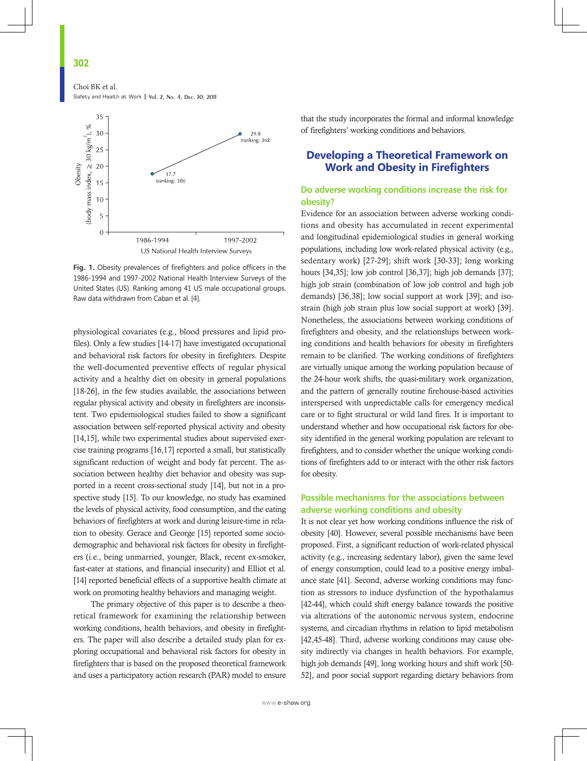Fig. 1. Obesity prevalences of firefighters and police officers in the 1986-1994 and 1997-2002 National Health Interview Surveys of the United States (US). Ranking among 41 US male occupational groups. Raw data withdrawn from Caban et al. [4].

physiological covariates (e.g., blood pressures and lipid profiles). Only a few studies [14-17] have investigated occupational and behavioral risk factors for obesity in firefighters. Despite the well-documented preventive effects of regular physical activity and a healthy diet on obesity in general populations [18-26], in the few studies available, the associations between regular physical activity and obesity in firefighters are inconsistent. Two epidemiological studies failed to show a significant association between self-reported physical activity and obesity [14,15], while two experimental studies about supervised exercise training programs [16,17] reported a small, but statistically significant reduction of weight and body fat percent. The association between healthy diet behavior and obesity was supported in a recent cross-sectional study [14], but not in a prospective study [15]. To our knowledge, no study has examined the levels of physical activity, food consumption, and the eating behaviors of firefighters at work and during leisure-time in relation to obesity. Gerace and George [15] reported some sociodemographic and behavioral risk factors for obesity in firefighters (i.e., being unmarried, younger, Black, recent ex-smoker, fast-eater at stations, and financial insecurity) and Elliot et al. [14] reported beneficial effects of a supportive health climate at work on promoting healthy behaviors and managing weight.

The primary objective of this paper is to describe a theoretical framework for examining the relationship between working conditions, health behaviors, and obesity in firefighters. The paper will also describe a detailed study plan for exploring occupational and behavioral risk factors for obesity in firefighters that is based on the proposed theoretical framework and uses a participatory action research (PAR) model to ensure that the study incorporates the formal and informal knowledge of firefighters' working conditions and behaviors.

## Developing a Theoretical Framework on Work and Obesity in Firefighters

### Do adverse working conditions increase the risk for obesity?

Evidence for an association between adverse working conditions and obesity has accumulated in recent experimental and longitudinal epidemiological studies in general working populations, including low work-related physical activity (e.g., sedentary work) [27-29]; shift work [30-33]; long working hours [34,35]; low job control [36,37]; high job demands [37]; high job strain (combination of low job control and high job demands) [36,38]; low social support at work [39]; and iso-strain (high job strain plus low social support at work) [39]. Nonetheless, the associations between working conditions of firefighters and obesity, and the relationships between working conditions and health behaviors for obesity in firefighters remain to be clarified. The working conditions of firefighters are virtually unique among the working population because of the 24-hour work shifts, the quasi-military work organization, and the pattern of generally routine firehouse-based activities interspersed with unpredictable calls for emergency medical care or to fight structural or wild land fires. It is important to understand whether and how occupational risk factors for obesity identified in the general working population are relevant to firefighters, and to consider whether the unique working conditions of firefighters add to or interact with the other risk factors for obesity.

### Possible mechanisms for the associations between adverse working conditions and obesity

It is not clear yet how working conditions influence the risk of obesity [40]. However, several possible mechanisms have been proposed. First, a significant reduction of work-related physical activity (e.g., increasing sedentary labor), given the same level of energy consumption, could lead to a positive energy imbalance state [41]. Second, adverse working conditions may function as stressors to induce dysfunction of the hypothalamus [42-44], which could shift energy balance towards the positive via alterations of the autonomic nervous system, endocrine systems, and circadian rhythms in relation to lipid metabolism [42,45-48]. Third, adverse working conditions may cause obesity indirectly via changes in health behaviors. For example, high job demands [49], long working hours and shift work [50-52], and poor social support regarding dietary behaviors from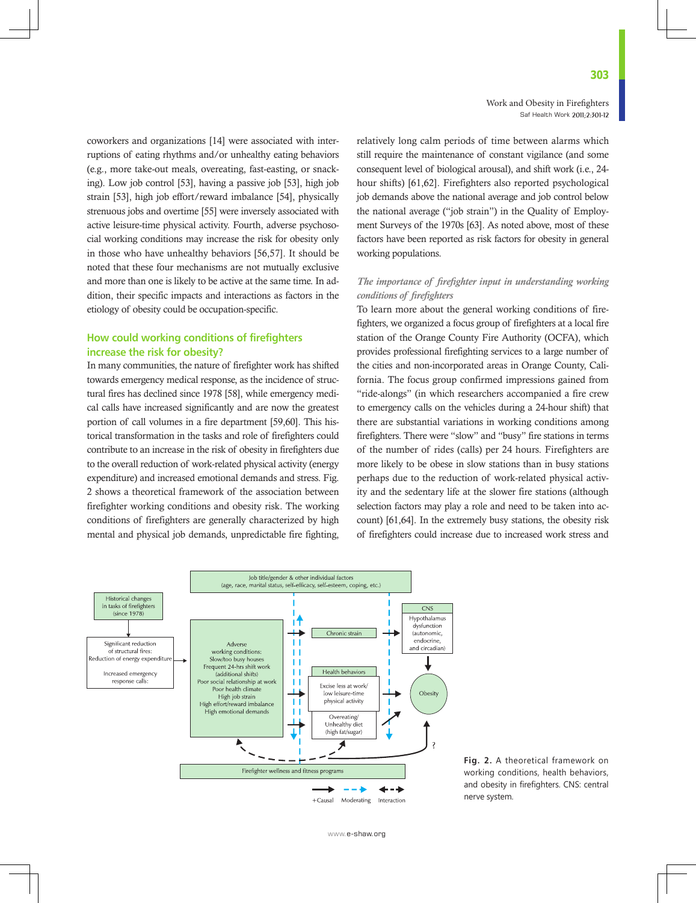coworkers and organizations [14] were associated with interruptions of eating rhythms and/or unhealthy eating behaviors (e.g., more take-out meals, overeating, fast-easting, or snacking). Low job control [53], having a passive job [53], high job strain [53], high job effort/reward imbalance [54], physically strenuous jobs and overtime [55] were inversely associated with active leisure-time physical activity. Fourth, adverse psychosocial working conditions may increase the risk for obesity only in those who have unhealthy behaviors [56,57]. It should be noted that these four mechanisms are not mutually exclusive and more than one is likely to be active at the same time. In addition, their specific impacts and interactions as factors in the etiology of obesity could be occupation-specific.

## How could working conditions of firefighters increase the risk for obesity?

In many communities, the nature of firefighter work has shifted towards emergency medical response, as the incidence of structural fires has declined since 1978 [58], while emergency medical calls have increased significantly and are now the greatest portion of call volumes in a fire department [59,60]. This historical transformation in the tasks and role of firefighters could contribute to an increase in the risk of obesity in firefighters due to the overall reduction of work-related physical activity (energy expenditure) and increased emotional demands and stress. Fig. 2 shows a theoretical framework of the association between firefighter working conditions and obesity risk. The working conditions of firefighters are generally characterized by high mental and physical job demands, unpredictable fire fighting, relatively long calm periods of time between alarms which still require the maintenance of constant vigilance (and some consequent level of biological arousal), and shift work (i.e., 24-hour shifts) [61,62]. Firefighters also reported psychological job demands above the national average and job control below the national average ("job strain") in the Quality of Employment Surveys of the 1970s [63]. As noted above, most of these factors have been reported as risk factors for obesity in general working populations.

### *The importance of firefighter input in understanding working conditions of firefighters*

To learn more about the general working conditions of firefighters, we organized a focus group of firefighters at a local fire station of the Orange County Fire Authority (OCFA), which provides professional firefighting services to a large number of the cities and non-incorporated areas in Orange County, California. The focus group confirmed impressions gained from "ride-alongs" (in which researchers accompanied a fire crew to emergency calls on the vehicles during a 24-hour shift) that there are substantial variations in working conditions among firefighters. There were "slow" and "busy" fire stations in terms of the number of rides (calls) per 24 hours. Firefighters are more likely to be obese in slow stations than in busy stations perhaps due to the reduction of work-related physical activity and the sedentary life at the slower fire stations (although selection factors may play a role and need to be taken into account) [61,64]. In the extremely busy stations, the obesity risk of firefighters could increase due to increased work stress and

Job title/gender & other individual factors
(age, race, marital status, self-efficacy, self-esteem, coping, etc.)

Historical changes in tasks of firefighters (since 1978)

Significant reduction of structural fires: Reduction of energy expenditure

Increased emergency response calls:

Adverse working conditions:
Slow/too busy houses
Frequent 24-hrs shift work (additional shifts)
Poor social relationship at work
Poor health climate
High job strain
High effort/reward imbalance
High emotional demands

Chronic strain

Health behaviors

Excise less at work/ low leisure-time physical activity

Overeating/ Unhealthy diet (high fat/sugar)

CNS

Hypothalamus dysfunction (autonomic, endocrine, and circadian)

Obesity

?

Firefighter wellness and fitness programs

+Causal
Moderating
Interaction

Fig. 2. A theoretical framework on working conditions, health behaviors, and obesity in firefighters. CNS: central nerve system.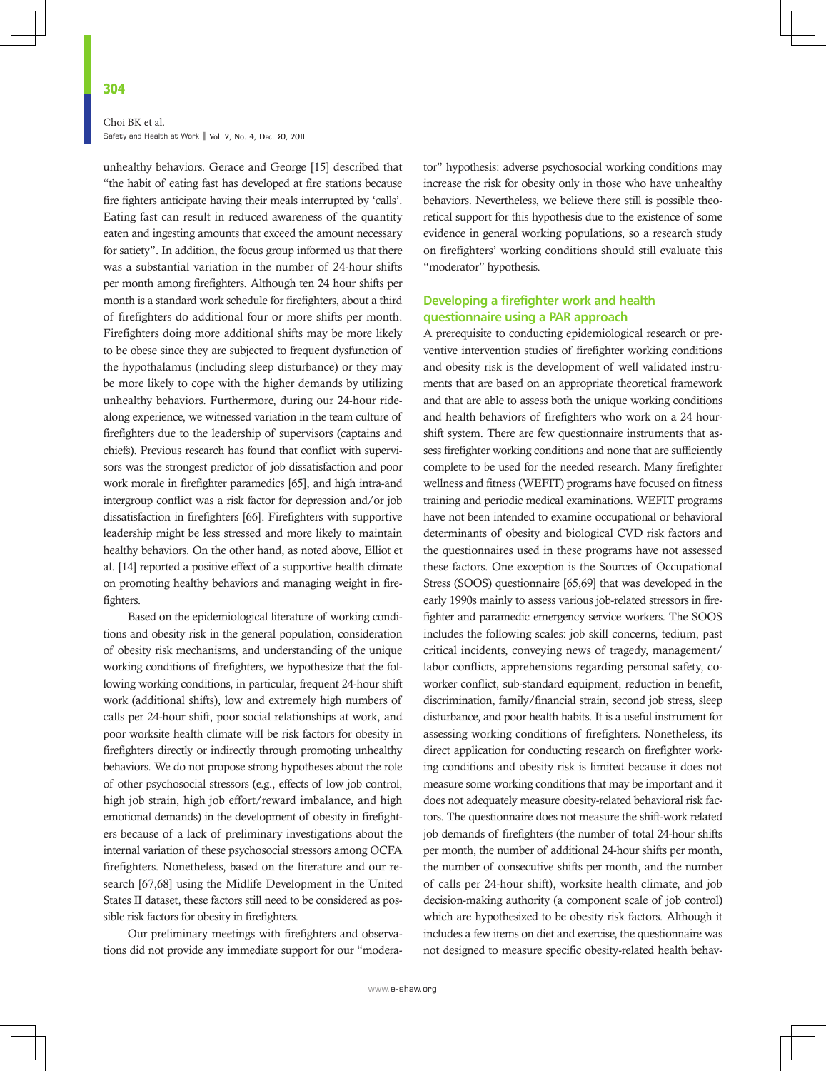unhealthy behaviors. Gerace and George [15] described that "the habit of eating fast has developed at fire stations because fire fighters anticipate having their meals interrupted by 'calls'. Eating fast can result in reduced awareness of the quantity eaten and ingesting amounts that exceed the amount necessary for satiety". In addition, the focus group informed us that there was a substantial variation in the number of 24-hour shifts per month among firefighters. Although ten 24 hour shifts per month is a standard work schedule for firefighters, about a third of firefighters do additional four or more shifts per month. Firefighters doing more additional shifts may be more likely to be obese since they are subjected to frequent dysfunction of the hypothalamus (including sleep disturbance) or they may be more likely to cope with the higher demands by utilizing unhealthy behaviors. Furthermore, during our 24-hour ride-along experience, we witnessed variation in the team culture of firefighters due to the leadership of supervisors (captains and chiefs). Previous research has found that conflict with supervisors was the strongest predictor of job dissatisfaction and poor work morale in firefighter paramedics [65], and high intra-and intergroup conflict was a risk factor for depression and/or job dissatisfaction in firefighters [66]. Firefighters with supportive leadership might be less stressed and more likely to maintain healthy behaviors. On the other hand, as noted above, Elliot et al. [14] reported a positive effect of a supportive health climate on promoting healthy behaviors and managing weight in firefighters.

Based on the epidemiological literature of working conditions and obesity risk in the general population, consideration of obesity risk mechanisms, and understanding of the unique working conditions of firefighters, we hypothesize that the following working conditions, in particular, frequent 24-hour shift work (additional shifts), low and extremely high numbers of calls per 24-hour shift, poor social relationships at work, and poor worksite health climate will be risk factors for obesity in firefighters directly or indirectly through promoting unhealthy behaviors. We do not propose strong hypotheses about the role of other psychosocial stressors (e.g., effects of low job control, high job strain, high job effort/reward imbalance, and high emotional demands) in the development of obesity in firefighters because of a lack of preliminary investigations about the internal variation of these psychosocial stressors among OCFA firefighters. Nonetheless, based on the literature and our research [67,68] using the Midlife Development in the United States II dataset, these factors still need to be considered as possible risk factors for obesity in firefighters.

Our preliminary meetings with firefighters and observations did not provide any immediate support for our "moderator" hypothesis: adverse psychosocial working conditions may increase the risk for obesity only in those who have unhealthy behaviors. Nevertheless, we believe there still is possible theoretical support for this hypothesis due to the existence of some evidence in general working populations, so a research study on firefighters' working conditions should still evaluate this "moderator" hypothesis.

## Developing a firefighter work and health questionnaire using a PAR approach

A prerequisite to conducting epidemiological research or preventive intervention studies of firefighter working conditions and obesity risk is the development of well validated instruments that are based on an appropriate theoretical framework and that are able to assess both the unique working conditions and health behaviors of firefighters who work on a 24 hour-shift system. There are few questionnaire instruments that assess firefighter working conditions and none that are sufficiently complete to be used for the needed research. Many firefighter wellness and fitness (WEFIT) programs have focused on fitness training and periodic medical examinations. WEFIT programs have not been intended to examine occupational or behavioral determinants of obesity and biological CVD risk factors and the questionnaires used in these programs have not assessed these factors. One exception is the Sources of Occupational Stress (SOOS) questionnaire [65,69] that was developed in the early 1990s mainly to assess various job-related stressors in firefighter and paramedic emergency service workers. The SOOS includes the following scales: job skill concerns, tedium, past critical incidents, conveying news of tragedy, management/labor conflicts, apprehensions regarding personal safety, co-worker conflict, sub-standard equipment, reduction in benefit, discrimination, family/financial strain, second job stress, sleep disturbance, and poor health habits. It is a useful instrument for assessing working conditions of firefighters. Nonetheless, its direct application for conducting research on firefighter working conditions and obesity risk is limited because it does not measure some working conditions that may be important and it does not adequately measure obesity-related behavioral risk factors. The questionnaire does not measure the shift-work related job demands of firefighters (the number of total 24-hour shifts per month, the number of additional 24-hour shifts per month, the number of consecutive shifts per month, and the number of calls per 24-hour shift), worksite health climate, and job decision-making authority (a component scale of job control) which are hypothesized to be obesity risk factors. Although it includes a few items on diet and exercise, the questionnaire was not designed to measure specific obesity-related health behav-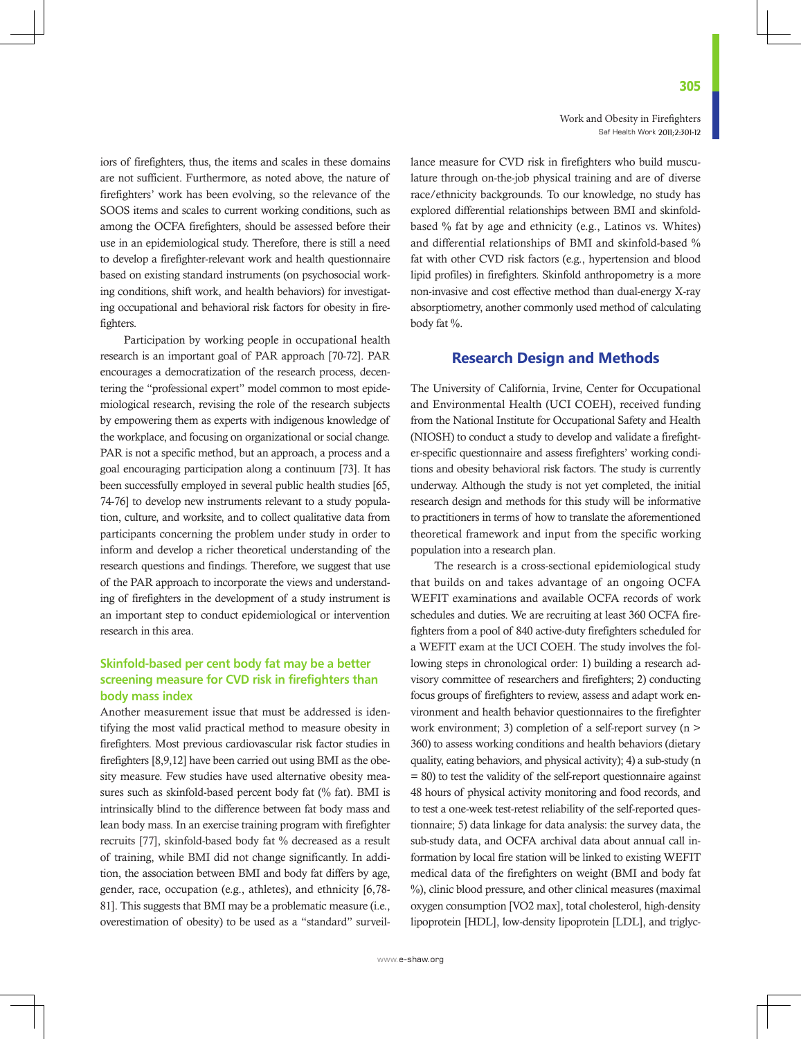iors of firefighters, thus, the items and scales in these domains are not sufficient. Furthermore, as noted above, the nature of firefighters' work has been evolving, so the relevance of the SOOS items and scales to current working conditions, such as among the OCFA firefighters, should be assessed before their use in an epidemiological study. Therefore, there is still a need to develop a firefighter-relevant work and health questionnaire based on existing standard instruments (on psychosocial working conditions, shift work, and health behaviors) for investigating occupational and behavioral risk factors for obesity in firefighters.

Participation by working people in occupational health research is an important goal of PAR approach [70-72]. PAR encourages a democratization of the research process, decentering the "professional expert" model common to most epidemiological research, revising the role of the research subjects by empowering them as experts with indigenous knowledge of the workplace, and focusing on organizational or social change. PAR is not a specific method, but an approach, a process and a goal encouraging participation along a continuum [73]. It has been successfully employed in several public health studies [65, 74-76] to develop new instruments relevant to a study population, culture, and worksite, and to collect qualitative data from participants concerning the problem under study in order to inform and develop a richer theoretical understanding of the research questions and findings. Therefore, we suggest that use of the PAR approach to incorporate the views and understanding of firefighters in the development of a study instrument is an important step to conduct epidemiological or intervention research in this area.

### Skinfold-based per cent body fat may be a better screening measure for CVD risk in firefighters than body mass index

Another measurement issue that must be addressed is identifying the most valid practical method to measure obesity in firefighters. Most previous cardiovascular risk factor studies in firefighters [8,9,12] have been carried out using BMI as the obesity measure. Few studies have used alternative obesity measures such as skinfold-based percent body fat (% fat). BMI is intrinsically blind to the difference between fat body mass and lean body mass. In an exercise training program with firefighter recruits [77], skinfold-based body fat % decreased as a result of training, while BMI did not change significantly. In addition, the association between BMI and body fat differs by age, gender, race, occupation (e.g., athletes), and ethnicity [6,78-81]. This suggests that BMI may be a problematic measure (i.e., overestimation of obesity) to be used as a "standard" surveillance measure for CVD risk in firefighters who build musculature through on-the-job physical training and are of diverse race/ethnicity backgrounds. To our knowledge, no study has explored differential relationships between BMI and skinfold-based % fat by age and ethnicity (e.g., Latinos vs. Whites) and differential relationships of BMI and skinfold-based % fat with other CVD risk factors (e.g., hypertension and blood lipid profiles) in firefighters. Skinfold anthropometry is a more non-invasive and cost effective method than dual-energy X-ray absorptiometry, another commonly used method of calculating body fat %.

## Research Design and Methods

The University of California, Irvine, Center for Occupational and Environmental Health (UCI COEH), received funding from the National Institute for Occupational Safety and Health (NIOSH) to conduct a study to develop and validate a firefighter-specific questionnaire and assess firefighters' working conditions and obesity behavioral risk factors. The study is currently underway. Although the study is not yet completed, the initial research design and methods for this study will be informative to practitioners in terms of how to translate the aforementioned theoretical framework and input from the specific working population into a research plan.

The research is a cross-sectional epidemiological study that builds on and takes advantage of an ongoing OCFA WEFIT examinations and available OCFA records of work schedules and duties. We are recruiting at least 360 OCFA firefighters from a pool of 840 active-duty firefighters scheduled for a WEFIT exam at the UCI COEH. The study involves the following steps in chronological order: 1) building a research advisory committee of researchers and firefighters; 2) conducting focus groups of firefighters to review, assess and adapt work environment and health behavior questionnaires to the firefighter work environment; 3) completion of a self-report survey (n > 360) to assess working conditions and health behaviors (dietary quality, eating behaviors, and physical activity); 4) a sub-study (n = 80) to test the validity of the self-report questionnaire against 48 hours of physical activity monitoring and food records, and to test a one-week test-retest reliability of the self-reported questionnaire; 5) data linkage for data analysis: the survey data, the sub-study data, and OCFA archival data about annual call information by local fire station will be linked to existing WEFIT medical data of the firefighters on weight (BMI and body fat %), clinic blood pressure, and other clinical measures (maximal oxygen consumption [VO2 max], total cholesterol, high-density lipoprotein [HDL], low-density lipoprotein [LDL], and triglyc-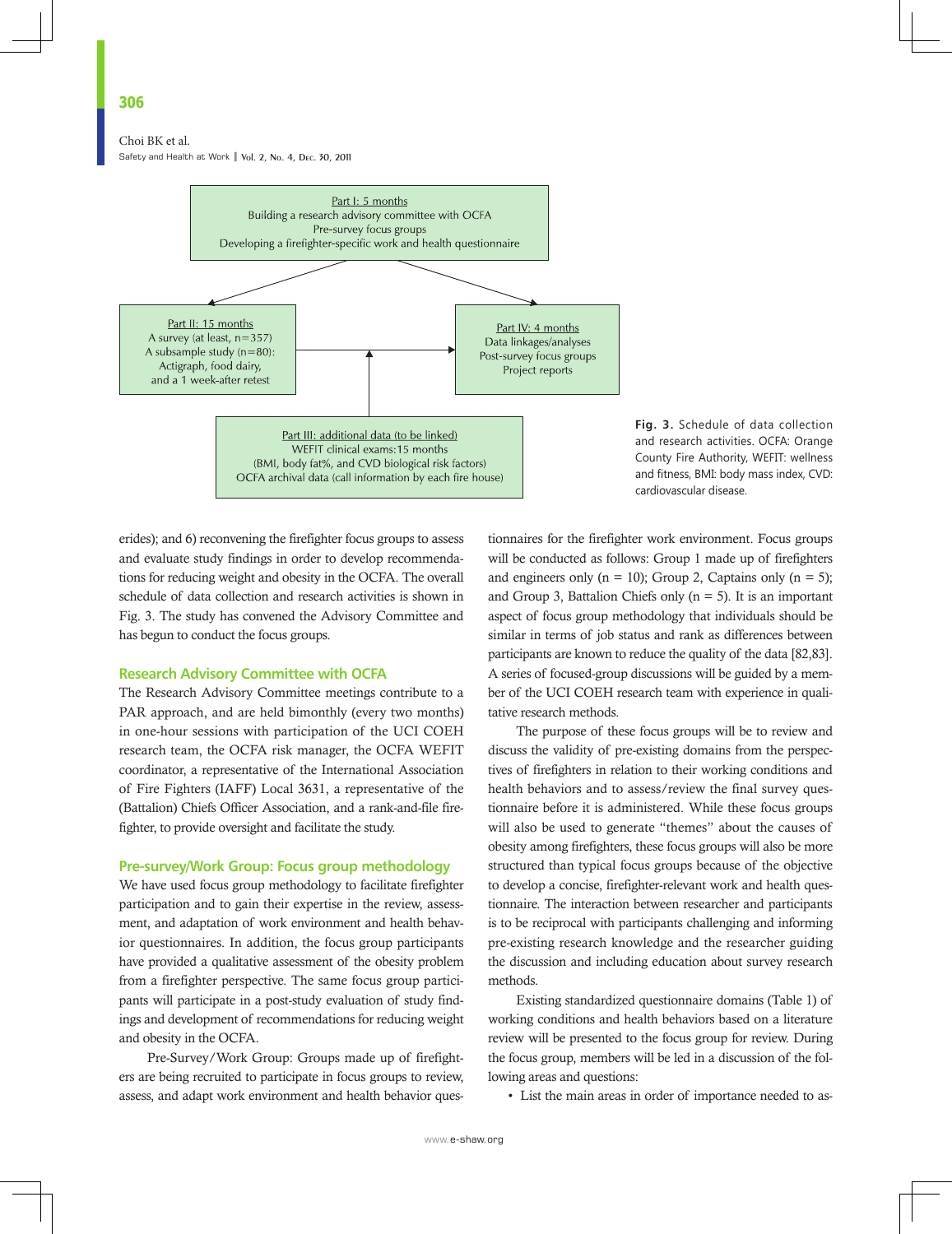Part I: 5 months
Building a research advisory committee with OCFA
Pre-survey focus groups
Developing a firefighter-specific work and health questionnaire

Part II: 15 months
A survey (at least, n=357)
A subsample study (n=80):
Actigraph, food dairy,
and a 1 week-after retest

Part IV: 4 months
Data linkages/analyses
Post-survey focus groups
Project reports

Part III: additional data (to be linked)
WEFIT clinical exams:15 months
(BMI, body fat%, and CVD biological risk factors)
OCFA archival data (call information by each fire house)

**Fig. 3.** Schedule of data collection and research activities. OCFA: Orange County Fire Authority, WEFIT: wellness and fitness, BMI: body mass index, CVD: cardiovascular disease.

erides); and 6) reconvening the firefighter focus groups to assess and evaluate study findings in order to develop recommendations for reducing weight and obesity in the OCFA. The overall schedule of data collection and research activities is shown in Fig. 3. The study has convened the Advisory Committee and has begun to conduct the focus groups.

## Research Advisory Committee with OCFA

The Research Advisory Committee meetings contribute to a PAR approach, and are held bimonthly (every two months) in one-hour sessions with participation of the UCI COEH research team, the OCFA risk manager, the OCFA WEFIT coordinator, a representative of the International Association of Fire Fighters (IAFF) Local 3631, a representative of the (Battalion) Chiefs Officer Association, and a rank-and-file firefighter, to provide oversight and facilitate the study.

## Pre-survey/Work Group: Focus group methodology

We have used focus group methodology to facilitate firefighter participation and to gain their expertise in the review, assessment, and adaptation of work environment and health behavior questionnaires. In addition, the focus group participants have provided a qualitative assessment of the obesity problem from a firefighter perspective. The same focus group participants will participate in a post-study evaluation of study findings and development of recommendations for reducing weight and obesity in the OCFA.

Pre-Survey/Work Group: Groups made up of firefighters are being recruited to participate in focus groups to review, assess, and adapt work environment and health behavior questionnaires for the firefighter work environment. Focus groups will be conducted as follows: Group 1 made up of firefighters and engineers only (n = 10); Group 2, Captains only (n = 5); and Group 3, Battalion Chiefs only (n = 5). It is an important aspect of focus group methodology that individuals should be similar in terms of job status and rank as differences between participants are known to reduce the quality of the data [82,83]. A series of focused-group discussions will be guided by a member of the UCI COEH research team with experience in qualitative research methods.

The purpose of these focus groups will be to review and discuss the validity of pre-existing domains from the perspectives of firefighters in relation to their working conditions and health behaviors and to assess/review the final survey questionnaire before it is administered. While these focus groups will also be used to generate "themes" about the causes of obesity among firefighters, these focus groups will also be more structured than typical focus groups because of the objective to develop a concise, firefighter-relevant work and health questionnaire. The interaction between researcher and participants is to be reciprocal with participants challenging and informing pre-existing research knowledge and the researcher guiding the discussion and including education about survey research methods.

Existing standardized questionnaire domains (Table 1) of working conditions and health behaviors based on a literature review will be presented to the focus group for review. During the focus group, members will be led in a discussion of the following areas and questions:

- List the main areas in order of importance needed to as-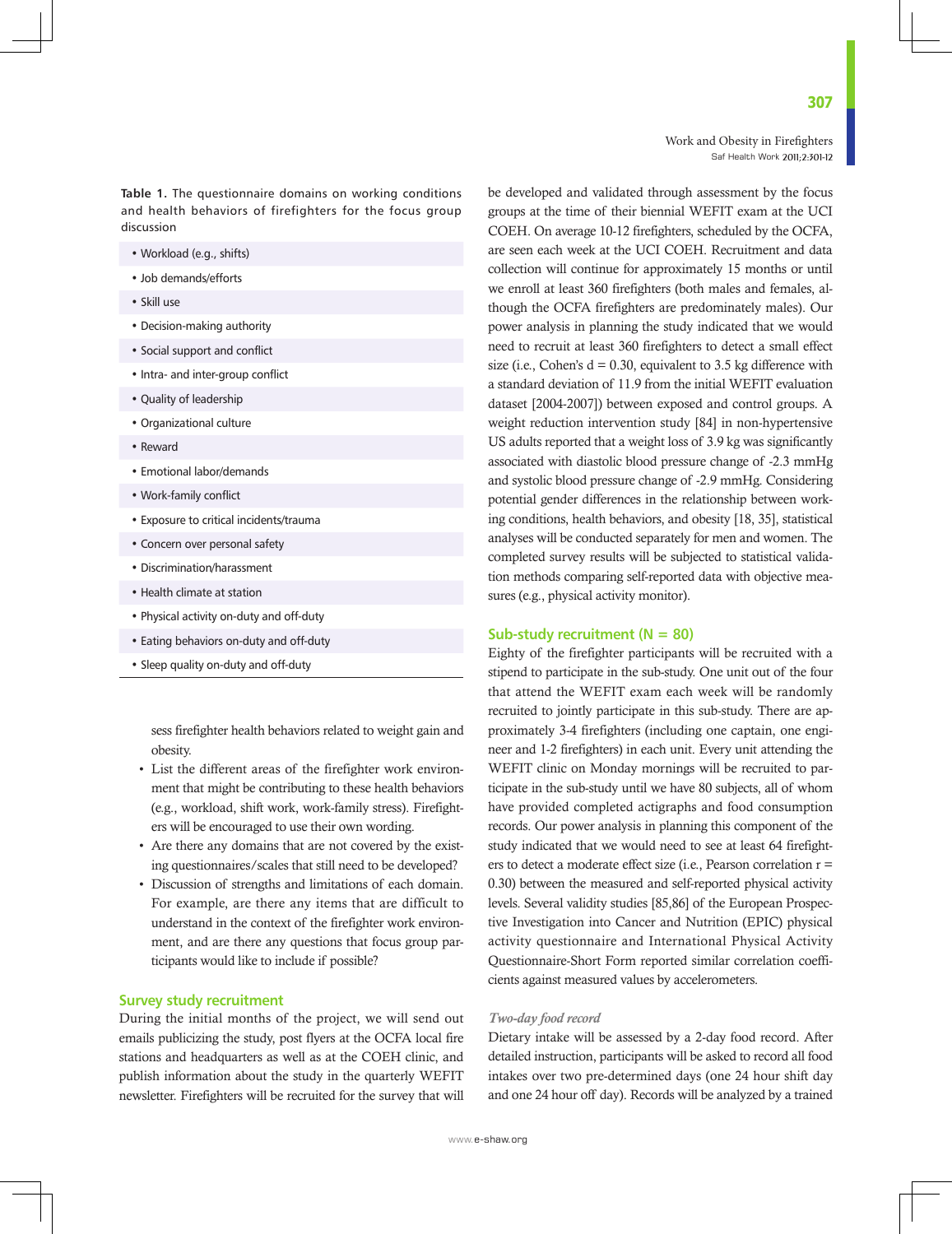**Table 1.** The questionnaire domains on working conditions and health behaviors of firefighters for the focus group discussion

| Domains |
|---|
| • Workload (e.g., shifts) |
| • Job demands/efforts |
| • Skill use |
| • Decision-making authority |
| • Social support and conflict |
| • Intra- and inter-group conflict |
| • Quality of leadership |
| • Organizational culture |
| • Reward |
| • Emotional labor/demands |
| • Work-family conflict |
| • Exposure to critical incidents/trauma |
| • Concern over personal safety |
| • Discrimination/harassment |
| • Health climate at station |
| • Physical activity on-duty and off-duty |
| • Eating behaviors on-duty and off-duty |
| • Sleep quality on-duty and off-duty |

sess firefighter health behaviors related to weight gain and obesity.

- List the different areas of the firefighter work environment that might be contributing to these health behaviors (e.g., workload, shift work, work-family stress). Firefighters will be encouraged to use their own wording.
- Are there any domains that are not covered by the existing questionnaires/scales that still need to be developed?
- Discussion of strengths and limitations of each domain. For example, are there any items that are difficult to understand in the context of the firefighter work environment, and are there any questions that focus group participants would like to include if possible?

## Survey study recruitment

During the initial months of the project, we will send out emails publicizing the study, post flyers at the OCFA local fire stations and headquarters as well as at the COEH clinic, and publish information about the study in the quarterly WEFIT newsletter. Firefighters will be recruited for the survey that will be developed and validated through assessment by the focus groups at the time of their biennial WEFIT exam at the UCI COEH. On average 10-12 firefighters, scheduled by the OCFA, are seen each week at the UCI COEH. Recruitment and data collection will continue for approximately 15 months or until we enroll at least 360 firefighters (both males and females, although the OCFA firefighters are predominately males). Our power analysis in planning the study indicated that we would need to recruit at least 360 firefighters to detect a small effect size (i.e., Cohen's d = 0.30, equivalent to 3.5 kg difference with a standard deviation of 11.9 from the initial WEFIT evaluation dataset [2004-2007]) between exposed and control groups. A weight reduction intervention study [84] in non-hypertensive US adults reported that a weight loss of 3.9 kg was significantly associated with diastolic blood pressure change of -2.3 mmHg and systolic blood pressure change of -2.9 mmHg. Considering potential gender differences in the relationship between working conditions, health behaviors, and obesity [18, 35], statistical analyses will be conducted separately for men and women. The completed survey results will be subjected to statistical validation methods comparing self-reported data with objective measures (e.g., physical activity monitor).

## Sub-study recruitment (N = 80)

Eighty of the firefighter participants will be recruited with a stipend to participate in the sub-study. One unit out of the four that attend the WEFIT exam each week will be randomly recruited to jointly participate in this sub-study. There are approximately 3-4 firefighters (including one captain, one engineer and 1-2 firefighters) in each unit. Every unit attending the WEFIT clinic on Monday mornings will be recruited to participate in the sub-study until we have 80 subjects, all of whom have provided completed actigraphs and food consumption records. Our power analysis in planning this component of the study indicated that we would need to see at least 64 firefighters to detect a moderate effect size (i.e., Pearson correlation r = 0.30) between the measured and self-reported physical activity levels. Several validity studies [85,86] of the European Prospective Investigation into Cancer and Nutrition (EPIC) physical activity questionnaire and International Physical Activity Questionnaire-Short Form reported similar correlation coefficients against measured values by accelerometers.

### *Two-day food record*

Dietary intake will be assessed by a 2-day food record. After detailed instruction, participants will be asked to record all food intakes over two pre-determined days (one 24 hour shift day and one 24 hour off day). Records will be analyzed by a trained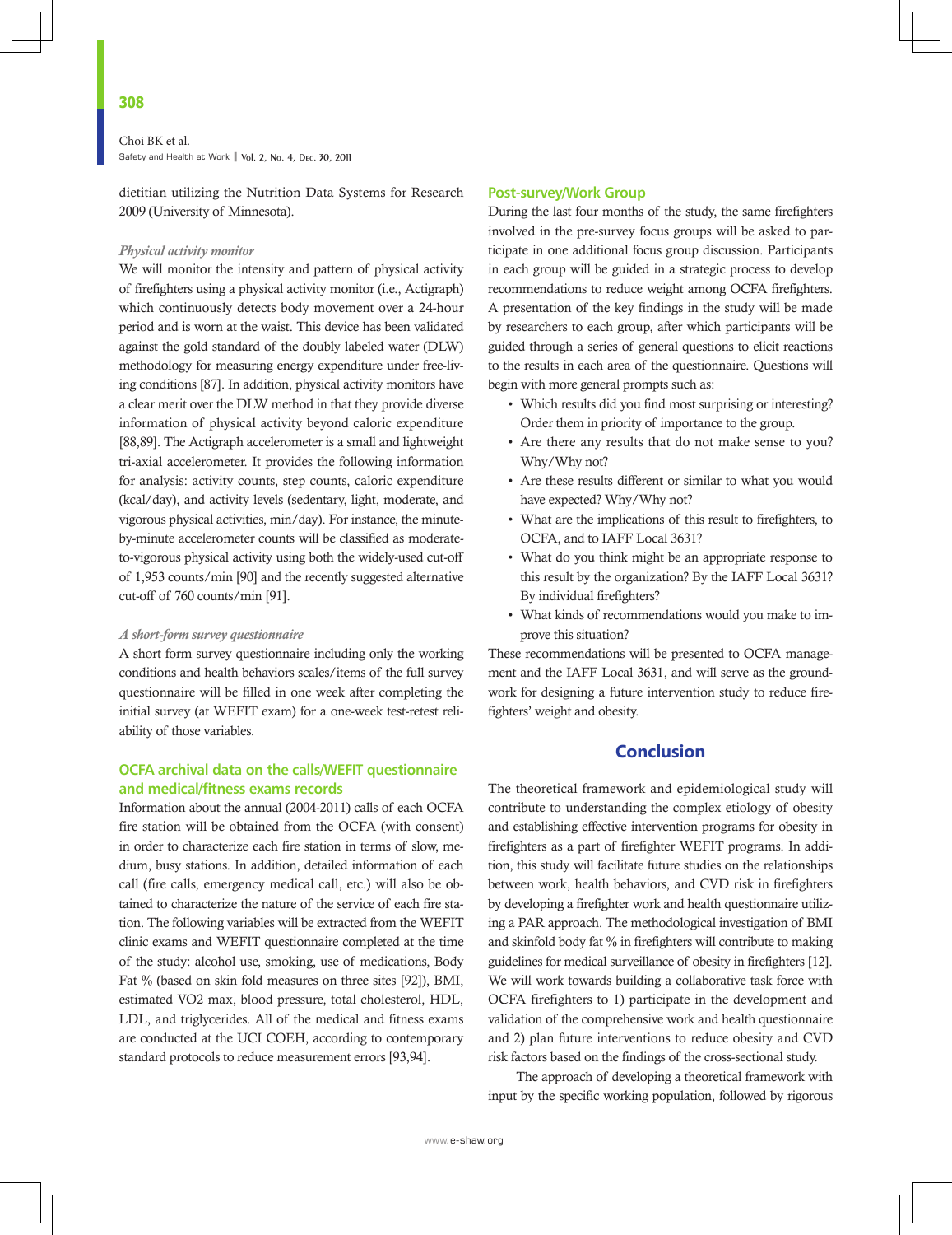dietitian utilizing the Nutrition Data Systems for Research 2009 (University of Minnesota).

*Physical activity monitor*

We will monitor the intensity and pattern of physical activity of firefighters using a physical activity monitor (i.e., Actigraph) which continuously detects body movement over a 24-hour period and is worn at the waist. This device has been validated against the gold standard of the doubly labeled water (DLW) methodology for measuring energy expenditure under free-living conditions [87]. In addition, physical activity monitors have a clear merit over the DLW method in that they provide diverse information of physical activity beyond caloric expenditure [88,89]. The Actigraph accelerometer is a small and lightweight tri-axial accelerometer. It provides the following information for analysis: activity counts, step counts, caloric expenditure (kcal/day), and activity levels (sedentary, light, moderate, and vigorous physical activities, min/day). For instance, the minute-by-minute accelerometer counts will be classified as moderate-to-vigorous physical activity using both the widely-used cut-off of 1,953 counts/min [90] and the recently suggested alternative cut-off of 760 counts/min [91].

*A short-form survey questionnaire*

A short form survey questionnaire including only the working conditions and health behaviors scales/items of the full survey questionnaire will be filled in one week after completing the initial survey (at WEFIT exam) for a one-week test-retest reliability of those variables.

## OCFA archival data on the calls/WEFIT questionnaire and medical/fitness exams records

Information about the annual (2004-2011) calls of each OCFA fire station will be obtained from the OCFA (with consent) in order to characterize each fire station in terms of slow, medium, busy stations. In addition, detailed information of each call (fire calls, emergency medical call, etc.) will also be obtained to characterize the nature of the service of each fire station. The following variables will be extracted from the WEFIT clinic exams and WEFIT questionnaire completed at the time of the study: alcohol use, smoking, use of medications, Body Fat % (based on skin fold measures on three sites [92]), BMI, estimated VO2 max, blood pressure, total cholesterol, HDL, LDL, and triglycerides. All of the medical and fitness exams are conducted at the UCI COEH, according to contemporary standard protocols to reduce measurement errors [93,94].

## Post-survey/Work Group

During the last four months of the study, the same firefighters involved in the pre-survey focus groups will be asked to participate in one additional focus group discussion. Participants in each group will be guided in a strategic process to develop recommendations to reduce weight among OCFA firefighters. A presentation of the key findings in the study will be made by researchers to each group, after which participants will be guided through a series of general questions to elicit reactions to the results in each area of the questionnaire. Questions will begin with more general prompts such as:

- Which results did you find most surprising or interesting? Order them in priority of importance to the group.
- Are there any results that do not make sense to you? Why/Why not?
- Are these results different or similar to what you would have expected? Why/Why not?
- What are the implications of this result to firefighters, to OCFA, and to IAFF Local 3631?
- What do you think might be an appropriate response to this result by the organization? By the IAFF Local 3631? By individual firefighters?
- What kinds of recommendations would you make to improve this situation?

These recommendations will be presented to OCFA management and the IAFF Local 3631, and will serve as the groundwork for designing a future intervention study to reduce firefighters' weight and obesity.

# Conclusion

The theoretical framework and epidemiological study will contribute to understanding the complex etiology of obesity and establishing effective intervention programs for obesity in firefighters as a part of firefighter WEFIT programs. In addition, this study will facilitate future studies on the relationships between work, health behaviors, and CVD risk in firefighters by developing a firefighter work and health questionnaire utilizing a PAR approach. The methodological investigation of BMI and skinfold body fat % in firefighters will contribute to making guidelines for medical surveillance of obesity in firefighters [12]. We will work towards building a collaborative task force with OCFA firefighters to 1) participate in the development and validation of the comprehensive work and health questionnaire and 2) plan future interventions to reduce obesity and CVD risk factors based on the findings of the cross-sectional study.

The approach of developing a theoretical framework with input by the specific working population, followed by rigorous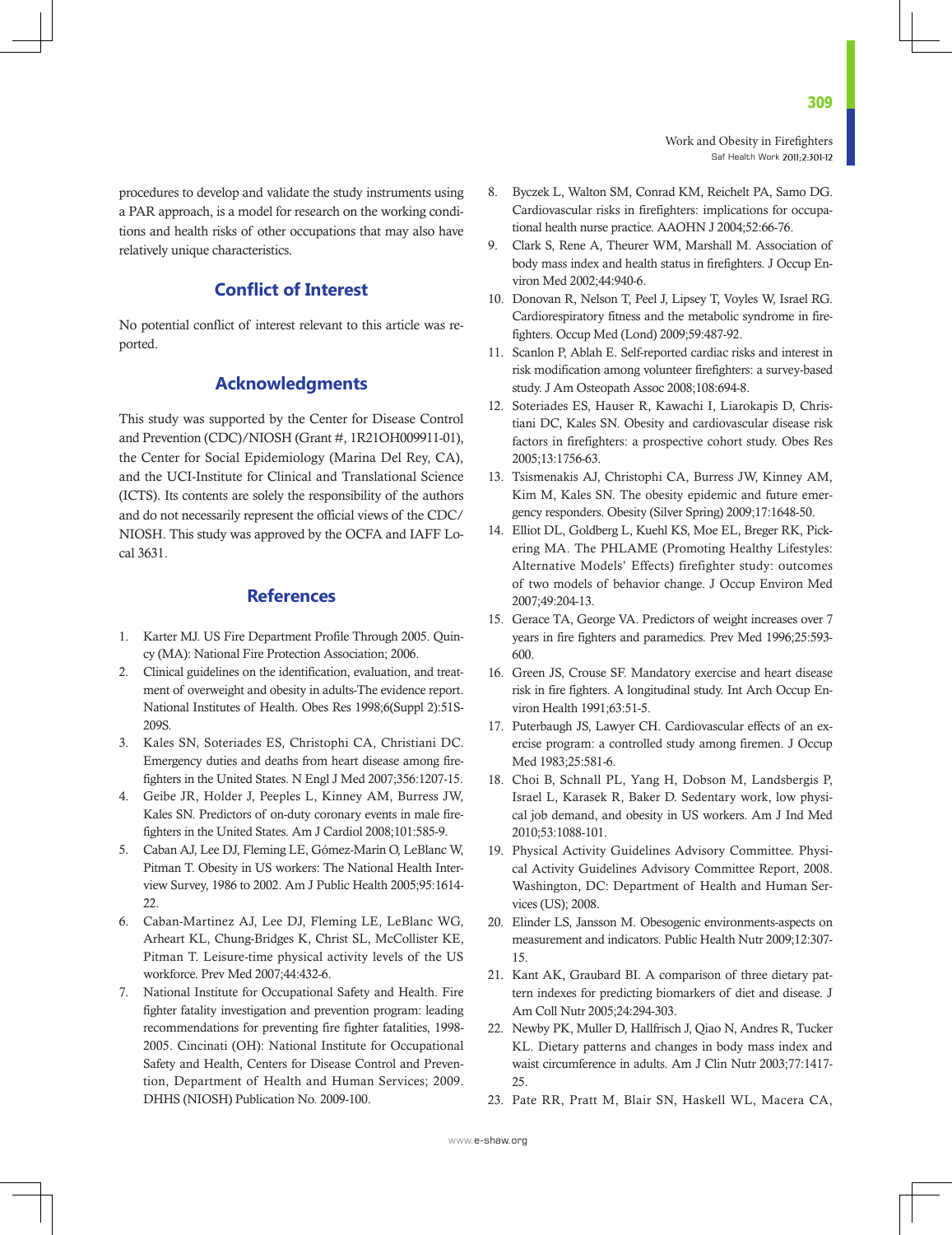procedures to develop and validate the study instruments using a PAR approach, is a model for research on the working conditions and health risks of other occupations that may also have relatively unique characteristics.

## Conflict of Interest

No potential conflict of interest relevant to this article was reported.

## Acknowledgments

This study was supported by the Center for Disease Control and Prevention (CDC)/NIOSH (Grant #, 1R21OH009911-01), the Center for Social Epidemiology (Marina Del Rey, CA), and the UCI-Institute for Clinical and Translational Science (ICTS). Its contents are solely the responsibility of the authors and do not necessarily represent the official views of the CDC/NIOSH. This study was approved by the OCFA and IAFF Local 3631.

## References

1. Karter MJ. US Fire Department Profile Through 2005. Quincy (MA): National Fire Protection Association; 2006.
2. Clinical guidelines on the identification, evaluation, and treatment of overweight and obesity in adults-The evidence report. National Institutes of Health. Obes Res 1998;6(Suppl 2):51S-209S.
3. Kales SN, Soteriades ES, Christophi CA, Christiani DC. Emergency duties and deaths from heart disease among firefighters in the United States. N Engl J Med 2007;356:1207-15.
4. Geibe JR, Holder J, Peeples L, Kinney AM, Burress JW, Kales SN. Predictors of on-duty coronary events in male firefighters in the United States. Am J Cardiol 2008;101:585-9.
5. Caban AJ, Lee DJ, Fleming LE, Gómez-Marín O, LeBlanc W, Pitman T. Obesity in US workers: The National Health Interview Survey, 1986 to 2002. Am J Public Health 2005;95:1614-22.
6. Caban-Martinez AJ, Lee DJ, Fleming LE, LeBlanc WG, Arheart KL, Chung-Bridges K, Christ SL, McCollister KE, Pitman T. Leisure-time physical activity levels of the US workforce. Prev Med 2007;44:432-6.
7. National Institute for Occupational Safety and Health. Fire fighter fatality investigation and prevention program: leading recommendations for preventing fire fighter fatalities, 1998-2005. Cincinati (OH): National Institute for Occupational Safety and Health, Centers for Disease Control and Prevention, Department of Health and Human Services; 2009. DHHS (NIOSH) Publication No. 2009-100.
8. Byczek L, Walton SM, Conrad KM, Reichelt PA, Samo DG. Cardiovascular risks in firefighters: implications for occupational health nurse practice. AAOHN J 2004;52:66-76.
9. Clark S, Rene A, Theurer WM, Marshall M. Association of body mass index and health status in firefighters. J Occup Environ Med 2002;44:940-6.
10. Donovan R, Nelson T, Peel J, Lipsey T, Voyles W, Israel RG. Cardiorespiratory fitness and the metabolic syndrome in firefighters. Occup Med (Lond) 2009;59:487-92.
11. Scanlon P, Ablah E. Self-reported cardiac risks and interest in risk modification among volunteer firefighters: a survey-based study. J Am Osteopath Assoc 2008;108:694-8.
12. Soteriades ES, Hauser R, Kawachi I, Liarokapis D, Christiani DC, Kales SN. Obesity and cardiovascular disease risk factors in firefighters: a prospective cohort study. Obes Res 2005;13:1756-63.
13. Tsismenakis AJ, Christophi CA, Burress JW, Kinney AM, Kim M, Kales SN. The obesity epidemic and future emergency responders. Obesity (Silver Spring) 2009;17:1648-50.
14. Elliot DL, Goldberg L, Kuehl KS, Moe EL, Breger RK, Pickering MA. The PHLAME (Promoting Healthy Lifestyles: Alternative Models' Effects) firefighter study: outcomes of two models of behavior change. J Occup Environ Med 2007;49:204-13.
15. Gerace TA, George VA. Predictors of weight increases over 7 years in fire fighters and paramedics. Prev Med 1996;25:593-600.
16. Green JS, Crouse SF. Mandatory exercise and heart disease risk in fire fighters. A longitudinal study. Int Arch Occup Environ Health 1991;63:51-5.
17. Puterbaugh JS, Lawyer CH. Cardiovascular effects of an exercise program: a controlled study among firemen. J Occup Med 1983;25:581-6.
18. Choi B, Schnall PL, Yang H, Dobson M, Landsbergis P, Israel L, Karasek R, Baker D. Sedentary work, low physical job demand, and obesity in US workers. Am J Ind Med 2010;53:1088-101.
19. Physical Activity Guidelines Advisory Committee. Physical Activity Guidelines Advisory Committee Report, 2008. Washington, DC: Department of Health and Human Services (US); 2008.
20. Elinder LS, Jansson M. Obesogenic environments-aspects on measurement and indicators. Public Health Nutr 2009;12:307-15.
21. Kant AK, Graubard BI. A comparison of three dietary pattern indexes for predicting biomarkers of diet and disease. J Am Coll Nutr 2005;24:294-303.
22. Newby PK, Muller D, Hallfrisch J, Qiao N, Andres R, Tucker KL. Dietary patterns and changes in body mass index and waist circumference in adults. Am J Clin Nutr 2003;77:1417-25.
23. Pate RR, Pratt M, Blair SN, Haskell WL, Macera CA,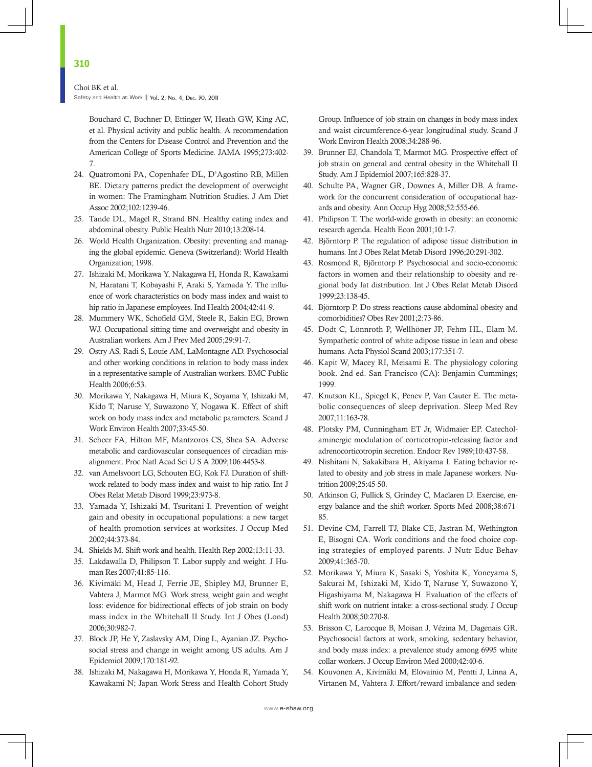Bouchard C, Buchner D, Ettinger W, Heath GW, King AC, et al. Physical activity and public health. A recommendation from the Centers for Disease Control and Prevention and the American College of Sports Medicine. JAMA 1995;273:402-7.

24. Quatromoni PA, Copenhafer DL, D'Agostino RB, Millen BE. Dietary patterns predict the development of overweight in women: The Framingham Nutrition Studies. J Am Diet Assoc 2002;102:1239-46.
25. Tande DL, Magel R, Strand BN. Healthy eating index and abdominal obesity. Public Health Nutr 2010;13:208-14.
26. World Health Organization. Obesity: preventing and managing the global epidemic. Geneva (Switzerland): World Health Organization; 1998.
27. Ishizaki M, Morikawa Y, Nakagawa H, Honda R, Kawakami N, Haratani T, Kobayashi F, Araki S, Yamada Y. The influence of work characteristics on body mass index and waist to hip ratio in Japanese employees. Ind Health 2004;42:41-9.
28. Mummery WK, Schofield GM, Steele R, Eakin EG, Brown WJ. Occupational sitting time and overweight and obesity in Australian workers. Am J Prev Med 2005;29:91-7.
29. Ostry AS, Radi S, Louie AM, LaMontagne AD. Psychosocial and other working conditions in relation to body mass index in a representative sample of Australian workers. BMC Public Health 2006;6:53.
30. Morikawa Y, Nakagawa H, Miura K, Soyama Y, Ishizaki M, Kido T, Naruse Y, Suwazono Y, Nogawa K. Effect of shift work on body mass index and metabolic parameters. Scand J Work Environ Health 2007;33:45-50.
31. Scheer FA, Hilton MF, Mantzoros CS, Shea SA. Adverse metabolic and cardiovascular consequences of circadian misalignment. Proc Natl Acad Sci U S A 2009;106:4453-8.
32. van Amelsvoort LG, Schouten EG, Kok FJ. Duration of shiftwork related to body mass index and waist to hip ratio. Int J Obes Relat Metab Disord 1999;23:973-8.
33. Yamada Y, Ishizaki M, Tsuritani I. Prevention of weight gain and obesity in occupational populations: a new target of health promotion services at worksites. J Occup Med 2002;44:373-84.
34. Shields M. Shift work and health. Health Rep 2002;13:11-33.
35. Lakdawalla D, Philipson T. Labor supply and weight. J Human Res 2007;41:85-116.
36. Kivimäki M, Head J, Ferrie JE, Shipley MJ, Brunner E, Vahtera J, Marmot MG. Work stress, weight gain and weight loss: evidence for bidirectional effects of job strain on body mass index in the Whitehall II Study. Int J Obes (Lond) 2006;30:982-7.
37. Block JP, He Y, Zaslavsky AM, Ding L, Ayanian JZ. Psychosocial stress and change in weight among US adults. Am J Epidemiol 2009;170:181-92.
38. Ishizaki M, Nakagawa H, Morikawa Y, Honda R, Yamada Y, Kawakami N; Japan Work Stress and Health Cohort Study Group. Influence of job strain on changes in body mass index and waist circumference-6-year longitudinal study. Scand J Work Environ Health 2008;34:288-96.
39. Brunner EJ, Chandola T, Marmot MG. Prospective effect of job strain on general and central obesity in the Whitehall II Study. Am J Epidemiol 2007;165:828-37.
40. Schulte PA, Wagner GR, Downes A, Miller DB. A framework for the concurrent consideration of occupational hazards and obesity. Ann Occup Hyg 2008;52:555-66.
41. Philipson T. The world-wide growth in obesity: an economic research agenda. Health Econ 2001;10:1-7.
42. Björntorp P. The regulation of adipose tissue distribution in humans. Int J Obes Relat Metab Disord 1996;20:291-302.
43. Rosmond R, Björntorp P. Psychosocial and socio-economic factors in women and their relationship to obesity and regional body fat distribution. Int J Obes Relat Metab Disord 1999;23:138-45.
44. Björntorp P. Do stress reactions cause abdominal obesity and comorbidities? Obes Rev 2001;2:73-86.
45. Dodt C, Lönnroth P, Wellhöner JP, Fehm HL, Elam M. Sympathetic control of white adipose tissue in lean and obese humans. Acta Physiol Scand 2003;177:351-7.
46. Kapit W, Macey RI, Meisami E. The physiology coloring book. 2nd ed. San Francisco (CA): Benjamin Cummings; 1999.
47. Knutson KL, Spiegel K, Penev P, Van Cauter E. The metabolic consequences of sleep deprivation. Sleep Med Rev 2007;11:163-78.
48. Plotsky PM, Cunningham ET Jr, Widmaier EP. Catecholaminergic modulation of corticotropin-releasing factor and adrenocorticotropin secretion. Endocr Rev 1989;10:437-58.
49. Nishitani N, Sakakibara H, Akiyama I. Eating behavior related to obesity and job stress in male Japanese workers. Nutrition 2009;25:45-50.
50. Atkinson G, Fullick S, Grindey C, Maclaren D. Exercise, energy balance and the shift worker. Sports Med 2008;38:671-85.
51. Devine CM, Farrell TJ, Blake CE, Jastran M, Wethington E, Bisogni CA. Work conditions and the food choice coping strategies of employed parents. J Nutr Educ Behav 2009;41:365-70.
52. Morikawa Y, Miura K, Sasaki S, Yoshita K, Yoneyama S, Sakurai M, Ishizaki M, Kido T, Naruse Y, Suwazono Y, Higashiyama M, Nakagawa H. Evaluation of the effects of shift work on nutrient intake: a cross-sectional study. J Occup Health 2008;50:270-8.
53. Brisson C, Larocque B, Moisan J, Vézina M, Dagenais GR. Psychosocial factors at work, smoking, sedentary behavior, and body mass index: a prevalence study among 6995 white collar workers. J Occup Environ Med 2000;42:40-6.
54. Kouvonen A, Kivimäki M, Elovainio M, Pentti J, Linna A, Virtanen M, Vahtera J. Effort/reward imbalance and seden-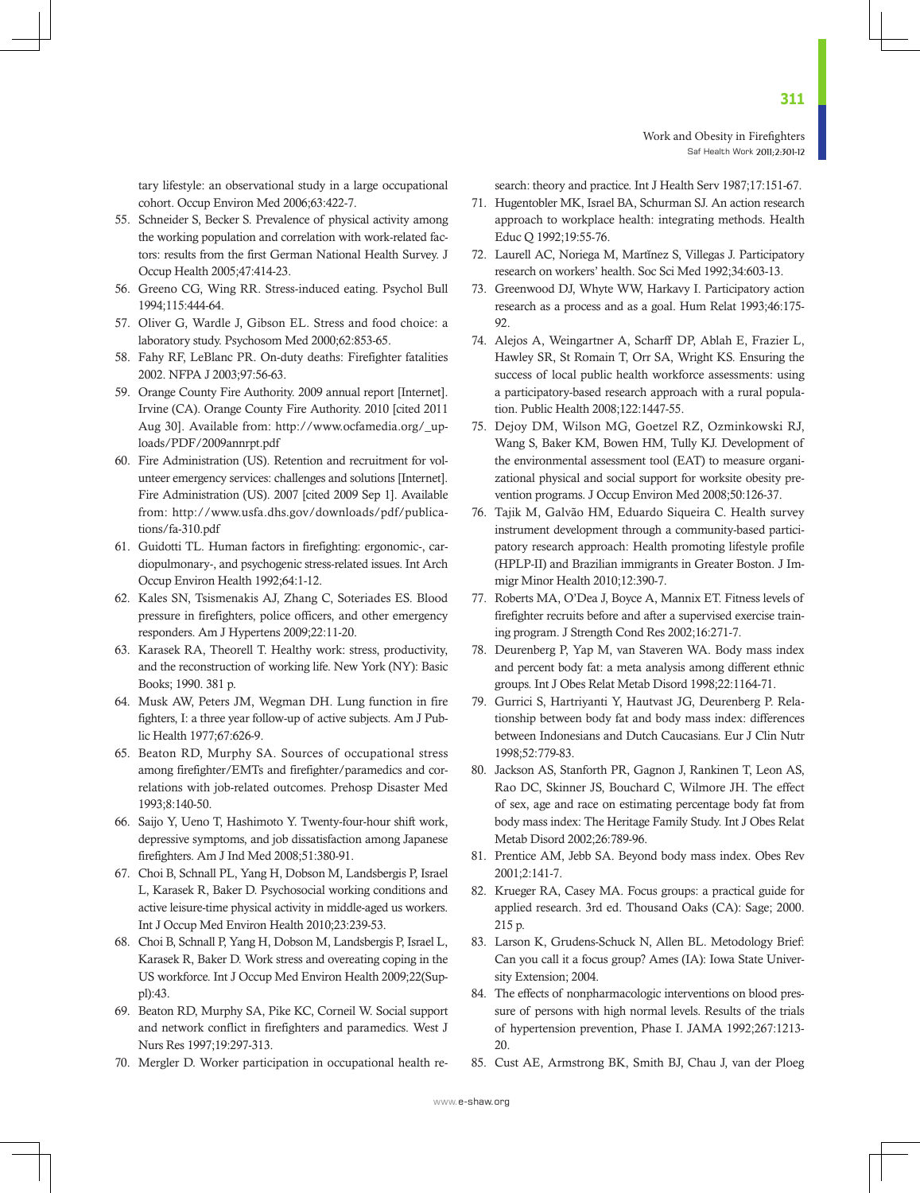tary lifestyle: an observational study in a large occupational cohort. Occup Environ Med 2006;63:422-7.

55. Schneider S, Becker S. Prevalence of physical activity among the working population and correlation with work-related factors: results from the first German National Health Survey. J Occup Health 2005;47:414-23.
56. Greeno CG, Wing RR. Stress-induced eating. Psychol Bull 1994;115:444-64.
57. Oliver G, Wardle J, Gibson EL. Stress and food choice: a laboratory study. Psychosom Med 2000;62:853-65.
58. Fahy RF, LeBlanc PR. On-duty deaths: Firefighter fatalities 2002. NFPA J 2003;97:56-63.
59. Orange County Fire Authority. 2009 annual report [Internet]. Irvine (CA). Orange County Fire Authority. 2010 [cited 2011 Aug 30]. Available from: http://www.ocfamedia.org/_uploads/PDF/2009annrpt.pdf
60. Fire Administration (US). Retention and recruitment for volunteer emergency services: challenges and solutions [Internet]. Fire Administration (US). 2007 [cited 2009 Sep 1]. Available from: http://www.usfa.dhs.gov/downloads/pdf/publications/fa-310.pdf
61. Guidotti TL. Human factors in firefighting: ergonomic-, cardiopulmonary-, and psychogenic stress-related issues. Int Arch Occup Environ Health 1992;64:1-12.
62. Kales SN, Tsismenakis AJ, Zhang C, Soteriades ES. Blood pressure in firefighters, police officers, and other emergency responders. Am J Hypertens 2009;22:11-20.
63. Karasek RA, Theorell T. Healthy work: stress, productivity, and the reconstruction of working life. New York (NY): Basic Books; 1990. 381 p.
64. Musk AW, Peters JM, Wegman DH. Lung function in fire fighters, I: a three year follow-up of active subjects. Am J Public Health 1977;67:626-9.
65. Beaton RD, Murphy SA. Sources of occupational stress among firefighter/EMTs and firefighter/paramedics and correlations with job-related outcomes. Prehosp Disaster Med 1993;8:140-50.
66. Saijo Y, Ueno T, Hashimoto Y. Twenty-four-hour shift work, depressive symptoms, and job dissatisfaction among Japanese firefighters. Am J Ind Med 2008;51:380-91.
67. Choi B, Schnall PL, Yang H, Dobson M, Landsbergis P, Israel L, Karasek R, Baker D. Psychosocial working conditions and active leisure-time physical activity in middle-aged us workers. Int J Occup Med Environ Health 2010;23:239-53.
68. Choi B, Schnall PL, Yang H, Dobson M, Landsbergis P, Israel L, Karasek R, Baker D. Work stress and overeating coping in the US workforce. Int J Occup Med Environ Health 2009;22(Suppl):43.
69. Beaton RD, Murphy SA, Pike KC, Corneil W. Social support and network conflict in firefighters and paramedics. West J Nurs Res 1997;19:297-313.
70. Mergler D. Worker participation in occupational health research: theory and practice. Int J Health Serv 1987;17:151-67.
71. Hugentobler MK, Israel BA, Schurman SJ. An action research approach to workplace health: integrating methods. Health Educ Q 1992;19:55-76.
72. Laurell AC, Noriega M, Martĭnez S, Villegas J. Participatory research on workers' health. Soc Sci Med 1992;34:603-13.
73. Greenwood DJ, Whyte WW, Harkavy I. Participatory action research as a process and as a goal. Hum Relat 1993;46:175-92.
74. Alejos A, Weingartner A, Scharff DP, Ablah E, Frazier L, Hawley SR, St Romain T, Orr SA, Wright KS. Ensuring the success of local public health workforce assessments: using a participatory-based research approach with a rural population. Public Health 2008;122:1447-55.
75. Dejoy DM, Wilson MG, Goetzel RZ, Ozminkowski RJ, Wang S, Baker KM, Bowen HM, Tully KJ. Development of the environmental assessment tool (EAT) to measure organizational physical and social support for worksite obesity prevention programs. J Occup Environ Med 2008;50:126-37.
76. Tajik M, Galvão HM, Eduardo Siqueira C. Health survey instrument development through a community-based participatory research approach: Health promoting lifestyle profile (HPLP-II) and Brazilian immigrants in Greater Boston. J Immigr Minor Health 2010;12:390-7.
77. Roberts MA, O'Dea J, Boyce A, Mannix ET. Fitness levels of firefighter recruits before and after a supervised exercise training program. J Strength Cond Res 2002;16:271-7.
78. Deurenberg P, Yap M, van Staveren WA. Body mass index and percent body fat: a meta analysis among different ethnic groups. Int J Obes Relat Metab Disord 1998;22:1164-71.
79. Gurrici S, Hartriyanti Y, Hautvast JG, Deurenberg P. Relationship between body fat and body mass index: differences between Indonesians and Dutch Caucasians. Eur J Clin Nutr 1998;52:779-83.
80. Jackson AS, Stanforth PR, Gagnon J, Rankinen T, Leon AS, Rao DC, Skinner JS, Bouchard C, Wilmore JH. The effect of sex, age and race on estimating percentage body fat from body mass index: The Heritage Family Study. Int J Obes Relat Metab Disord 2002;26:789-96.
81. Prentice AM, Jebb SA. Beyond body mass index. Obes Rev 2001;2:141-7.
82. Krueger RA, Casey MA. Focus groups: a practical guide for applied research. 3rd ed. Thousand Oaks (CA): Sage; 2000. 215 p.
83. Larson K, Grudens-Schuck N, Allen BL. Metodology Brief: Can you call it a focus group? Ames (IA): Iowa State University Extension; 2004.
84. The effects of nonpharmacologic interventions on blood pressure of persons with high normal levels. Results of the trials of hypertension prevention, Phase I. JAMA 1992;267:1213-20.
85. Cust AE, Armstrong BK, Smith BJ, Chau J, van der Ploeg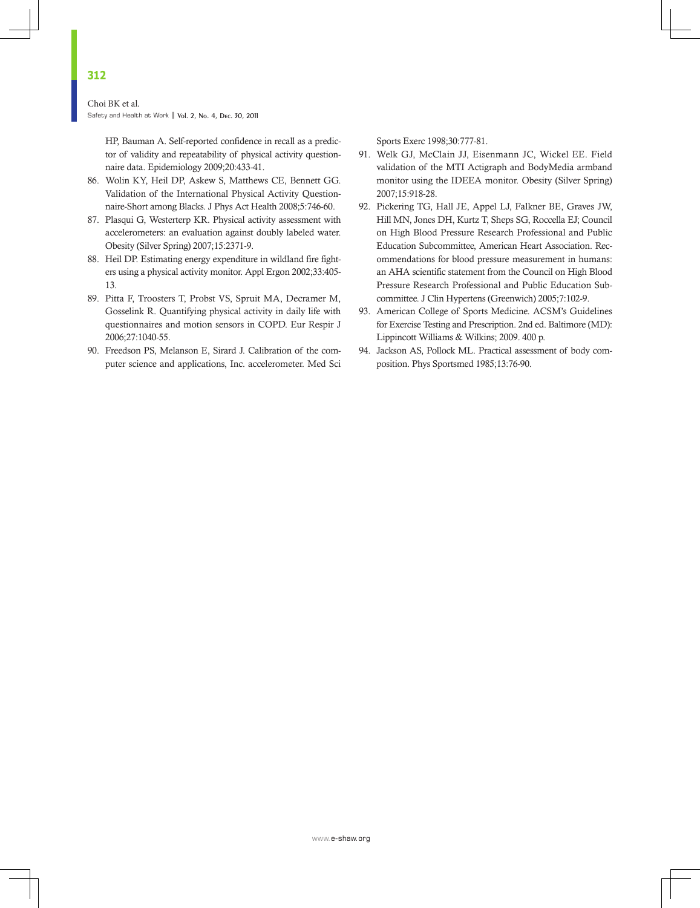HP, Bauman A. Self-reported confidence in recall as a predictor of validity and repeatability of physical activity questionnaire data. Epidemiology 2009;20:433-41.

86. Wolin KY, Heil DP, Askew S, Matthews CE, Bennett GG. Validation of the International Physical Activity Questionnaire-Short among Blacks. J Phys Act Health 2008;5:746-60.
87. Plasqui G, Westerterp KR. Physical activity assessment with accelerometers: an evaluation against doubly labeled water. Obesity (Silver Spring) 2007;15:2371-9.
88. Heil DP. Estimating energy expenditure in wildland fire fighters using a physical activity monitor. Appl Ergon 2002;33:405-13.
89. Pitta F, Troosters T, Probst VS, Spruit MA, Decramer M, Gosselink R. Quantifying physical activity in daily life with questionnaires and motion sensors in COPD. Eur Respir J 2006;27:1040-55.
90. Freedson PS, Melanson E, Sirard J. Calibration of the computer science and applications, Inc. accelerometer. Med Sci Sports Exerc 1998;30:777-81.
91. Welk GJ, McClain JJ, Eisenmann JC, Wickel EE. Field validation of the MTI Actigraph and BodyMedia armband monitor using the IDEEA monitor. Obesity (Silver Spring) 2007;15:918-28.
92. Pickering TG, Hall JE, Appel LJ, Falkner BE, Graves JW, Hill MN, Jones DH, Kurtz T, Sheps SG, Roccella EJ; Council on High Blood Pressure Research Professional and Public Education Subcommittee, American Heart Association. Recommendations for blood pressure measurement in humans: an AHA scientific statement from the Council on High Blood Pressure Research Professional and Public Education Subcommittee. J Clin Hypertens (Greenwich) 2005;7:102-9.
93. American College of Sports Medicine. ACSM's Guidelines for Exercise Testing and Prescription. 2nd ed. Baltimore (MD): Lippincott Williams & Wilkins; 2009. 400 p.
94. Jackson AS, Pollock ML. Practical assessment of body composition. Phys Sportsmed 1985;13:76-90.